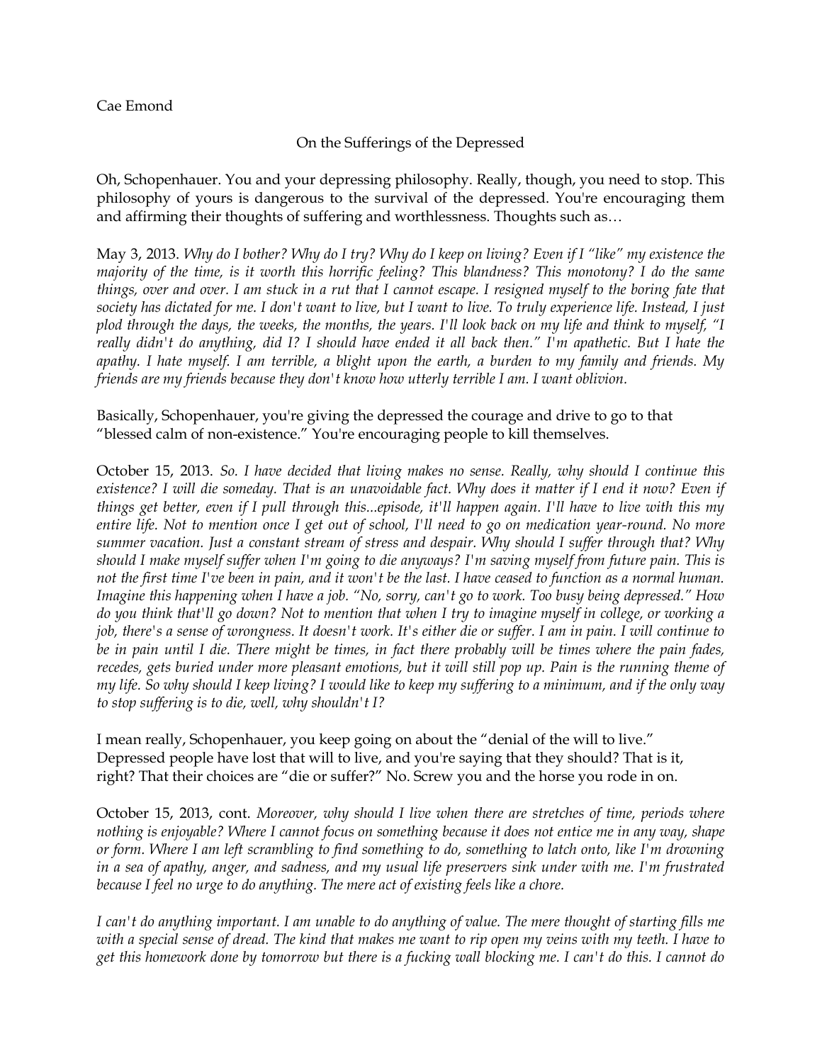Cae Emond

On the Sufferings of the Depressed

Oh, Schopenhauer. You and your depressing philosophy. Really, though, you need to stop. This philosophy of yours is dangerous to the survival of the depressed. You're encouraging them and affirming their thoughts of suffering and worthlessness. Thoughts such as…

May 3, 2013. *Why do I bother? Why do I try? Why do I keep on living? Even if I "like" my existence the majority of the time, is it worth this horrific feeling? This blandness? This monotony? I do the same things, over and over. I am stuck in a rut that I cannot escape. I resigned myself to the boring fate that society has dictated for me. I don't want to live, but I want to live. To truly experience life. Instead, I just plod through the days, the weeks, the months, the years. I'll look back on my life and think to myself, "I really didn't do anything, did I? I should have ended it all back then." I'm apathetic. But I hate the apathy. I hate myself. I am terrible, a blight upon the earth, a burden to my family and friends. My friends are my friends because they don't know how utterly terrible I am. I want oblivion.*

Basically, Schopenhauer, you're giving the depressed the courage and drive to go to that "blessed calm of non-existence." You're encouraging people to kill themselves.

October 15, 2013. *So. I have decided that living makes no sense. Really, why should I continue this existence? I will die someday. That is an unavoidable fact. Why does it matter if I end it now? Even if things get better, even if I pull through this...episode, it'll happen again. I'll have to live with this my entire life. Not to mention once I get out of school, I'll need to go on medication year-round. No more summer vacation. Just a constant stream of stress and despair. Why should I suffer through that? Why should I make myself suffer when I'm going to die anyways? I'm saving myself from future pain. This is not the first time I've been in pain, and it won't be the last. I have ceased to function as a normal human. Imagine this happening when I have a job. "No, sorry, can't go to work. Too busy being depressed." How do you think that'll go down? Not to mention that when I try to imagine myself in college, or working a job, there's a sense of wrongness. It doesn't work. It's either die or suffer. I am in pain. I will continue to be in pain until I die. There might be times, in fact there probably will be times where the pain fades, recedes, gets buried under more pleasant emotions, but it will still pop up. Pain is the running theme of my life. So why should I keep living? I would like to keep my suffering to a minimum, and if the only way to stop suffering is to die, well, why shouldn't I?*

I mean really, Schopenhauer, you keep going on about the "denial of the will to live." Depressed people have lost that will to live, and you're saying that they should? That is it, right? That their choices are "die or suffer?" No. Screw you and the horse you rode in on.

October 15, 2013, cont. *Moreover, why should I live when there are stretches of time, periods where nothing is enjoyable? Where I cannot focus on something because it does not entice me in any way, shape or form. Where I am left scrambling to find something to do, something to latch onto, like I'm drowning in a sea of apathy, anger, and sadness, and my usual life preservers sink under with me. I'm frustrated because I feel no urge to do anything. The mere act of existing feels like a chore.*

*I can't do anything important. I am unable to do anything of value. The mere thought of starting fills me with a special sense of dread. The kind that makes me want to rip open my veins with my teeth. I have to get this homework done by tomorrow but there is a fucking wall blocking me. I can't do this. I cannot do*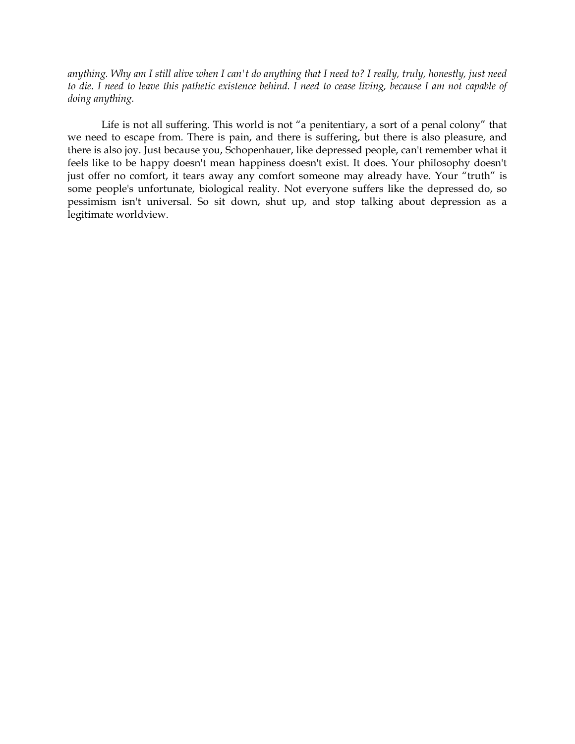*anything. Why am I still alive when I can't do anything that I need to? I really, truly, honestly, just need to die. I need to leave this pathetic existence behind. I need to cease living, because I am not capable of doing anything.*

Life is not all suffering. This world is not "a penitentiary, a sort of a penal colony" that we need to escape from. There is pain, and there is suffering, but there is also pleasure, and there is also joy. Just because you, Schopenhauer, like depressed people, can't remember what it feels like to be happy doesn't mean happiness doesn't exist. It does. Your philosophy doesn't just offer no comfort, it tears away any comfort someone may already have. Your "truth" is some people's unfortunate, biological reality. Not everyone suffers like the depressed do, so pessimism isn't universal. So sit down, shut up, and stop talking about depression as a legitimate worldview.